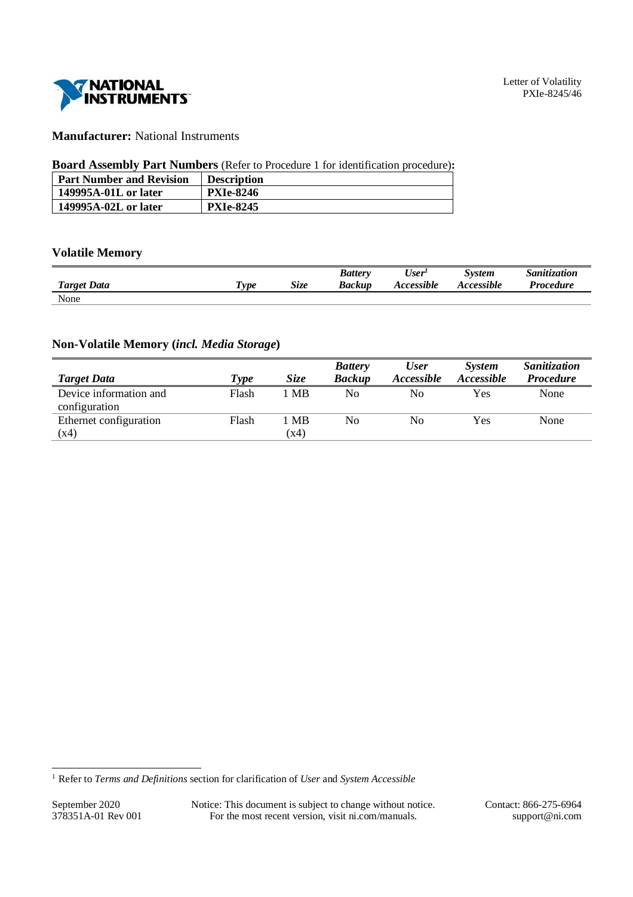Letter of Volatility
PXIe-8245/46

**Manufacturer:** National Instruments

**Board Assembly Part Numbers** (Refer to Procedure 1 for identification procedure)**:**

| Part Number and Revision | Description |
| --- | --- |
| **149995A-01L or later** | **PXIe-8246** |
| **149995A-02L or later** | **PXIe-8245** |

## Volatile Memory

| *Target Data* | *Type* | *Size* | *Battery Backup* | *User*[1] *Accessible* | *System Accessible* | *Sanitization Procedure* |
| --- | --- | --- | --- | --- | --- | --- |
| None | | | | | | |

## Non-Volatile Memory (*incl. Media Storage*)

| *Target Data* | *Type* | *Size* | *Battery Backup* | *User Accessible* | *System Accessible* | *Sanitization Procedure* |
| --- | --- | --- | --- | --- | --- | --- |
| Device information and configuration | Flash | 1 MB | No | No | Yes | None |
| Ethernet configuration (x4) | Flash | 1 MB (x4) | No | No | Yes | None |

[1] Refer to *Terms and Definitions* section for clarification of *User* and *System Accessible*

September 2020
378351A-01 Rev 001

Notice: This document is subject to change without notice.
For the most recent version, visit ni.com/manuals.

Contact: 866-275-6964
support@ni.com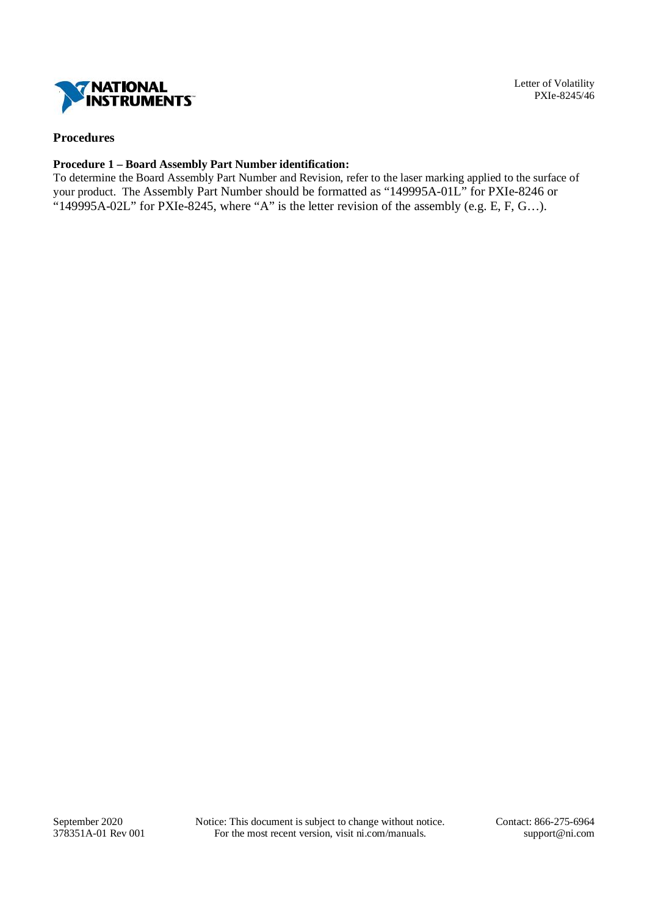## Procedures

### Procedure 1 – Board Assembly Part Number identification:

To determine the Board Assembly Part Number and Revision, refer to the laser marking applied to the surface of your product. The Assembly Part Number should be formatted as "149995A-01L" for PXIe-8246 or "149995A-02L" for PXIe-8245, where "A" is the letter revision of the assembly (e.g. E, F, G…).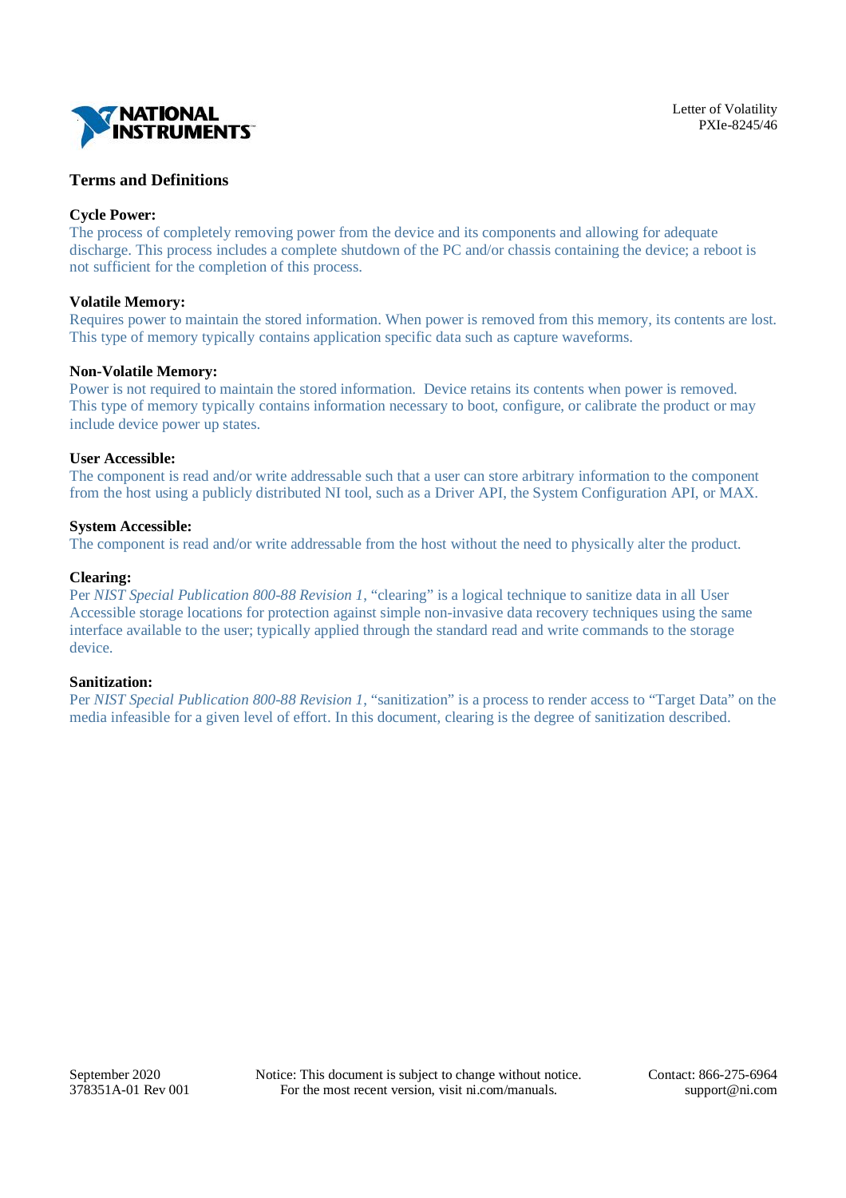## Terms and Definitions

**Cycle Power:**
The process of completely removing power from the device and its components and allowing for adequate discharge. This process includes a complete shutdown of the PC and/or chassis containing the device; a reboot is not sufficient for the completion of this process.

**Volatile Memory:**
Requires power to maintain the stored information. When power is removed from this memory, its contents are lost. This type of memory typically contains application specific data such as capture waveforms.

**Non-Volatile Memory:**
Power is not required to maintain the stored information. Device retains its contents when power is removed. This type of memory typically contains information necessary to boot, configure, or calibrate the product or may include device power up states.

**User Accessible:**
The component is read and/or write addressable such that a user can store arbitrary information to the component from the host using a publicly distributed NI tool, such as a Driver API, the System Configuration API, or MAX.

**System Accessible:**
The component is read and/or write addressable from the host without the need to physically alter the product.

**Clearing:**
Per *NIST Special Publication 800-88 Revision 1*, "clearing" is a logical technique to sanitize data in all User Accessible storage locations for protection against simple non-invasive data recovery techniques using the same interface available to the user; typically applied through the standard read and write commands to the storage device.

**Sanitization:**
Per *NIST Special Publication 800-88 Revision 1*, "sanitization" is a process to render access to "Target Data" on the media infeasible for a given level of effort. In this document, clearing is the degree of sanitization described.